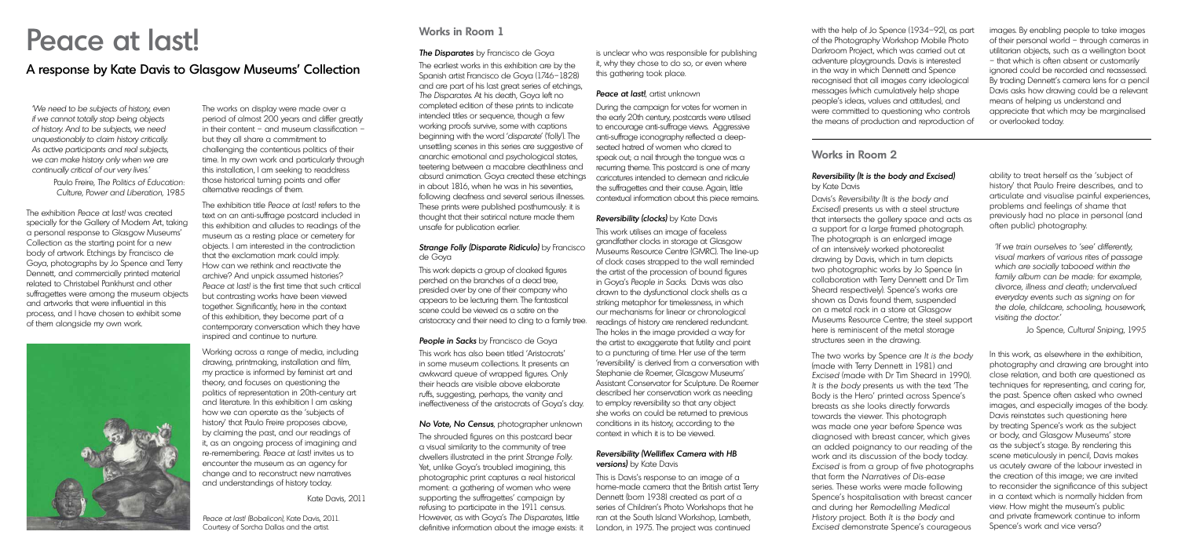# Peace at last!

## A response by Kate Davis to Glasgow Museums' Collection

*'We need to be subjects of history, even if we cannot totally stop being objects of history. And to be subjects, we need unquestionably to claim history critically. As active participants and real subjects, we can make history only when we are continually critical of our very lives.'*

Paulo Freire, *The Politics of Education: Culture, Power and Liberation*, 1985

The exhibition *Peace at last!* was created specially for the Gallery of Modern Art, taking a personal response to Glasgow Museums' Collection as the starting point for a new body of artwork. Etchings by Francisco de Goya, photographs by Jo Spence and Terry Dennett, and commercially printed material related to Christabel Pankhurst and other suffragettes were among the museum objects and artworks that were influential in this process, and I have chosen to exhibit some of them alongside my own work.

The works on display were made over a period of almost 200 years and differ greatly in their content – and museum classification – but they all share a commitment to challenging the contentious politics of their time. In my own work and particularly through this installation, I am seeking to readdress those historical turning points and offer alternative readings of them.

The exhibition title *Peace at last!* refers to the text on an anti-suffrage postcard included in this exhibition and alludes to readings of the museum as a resting place or cemetery for objects. I am interested in the contradiction that the exclamation mark could imply. How can we rethink and reactivate the archive? And unpick assumed histories? *Peace at last!* is the first time that such critical but contrasting works have been viewed together. Significantly, here in the context of this exhibition, they become part of a contemporary conversation which they have inspired and continue to nurture.

Working across a range of media, including drawing, printmaking, installation and film, my practice is informed by feminist art and theory, and focuses on questioning the politics of representation in 20th-century art and literature. In this exhibition I am asking how we can operate as the 'subjects of history' that Paulo Freire proposes above, by claiming the past, and our readings of it, as an ongoing process of imagining and re-remembering. *Peace at last!* invites us to encounter the museum as an agency for change and to reconstruct new narratives and understandings of history today.

Kate Davis, 2011

*Peace at last! (Bobalicon)*, Kate Davis, 2011. Courtesy of Sorcha Dallas and the artist.

## Works in Room 1

### *The Disparates* by Francisco de Goya

The earliest works in this exhibition are by the Spanish artist Francisco de Goya (1746–1828) and are part of his last great series of etchings, *The Disparates*. At his death, Goya left no completed edition of these prints to indicate intended titles or sequence, though a few working proofs survive, some with captions beginning with the word '*disparate*' ('folly'). The unsettling scenes in this series are suggestive of anarchic emotional and psychological states, teetering between a macabre deathliness and absurd animation. Goya created these etchings in about 1816, when he was in his seventies, following deafness and several serious illnesses. These prints were published posthumously: it is thought that their satirical nature made them unsafe for publication earlier.

### *Strange Folly (Disparate Ridiculo)* by Francisco de Goya

This work depicts a group of cloaked figures perched on the branches of a dead tree, presided over by one of their company who appears to be lecturing them. The fantastical scene could be viewed as a satire on the aristocracy and their need to cling to a family tree.

### *People in Sacks* by Francisco de Goya

This work has also been titled 'Aristocrats' in some museum collections. It presents an awkward queue of wrapped figures. Only their heads are visible above elaborate ruffs, suggesting, perhaps, the vanity and ineffectiveness of the aristocrats of Goya's day.

### *No Vote, No Census*, photographer unknown

The shrouded figures on this postcard bear a visual similarity to the community of tree dwellers illustrated in the print *Strange Folly*. Yet, unlike Goya's troubled imagining, this photographic print captures a real historical moment: a gathering of women who were supporting the suffragettes' campaign by refusing to participate in the 1911 census. However, as with Goya's *The Disparates*, little definitive information about the image exists: it is unclear who was responsible for publishing it, why they chose to do so, or even where this gathering took place.

### *Peace at last!*, artist unknown

During the campaign for votes for women in the early 20th century, postcards were utilised to encourage anti-suffrage views. Aggressive anti-suffrage iconography reflected a deep-seated hatred of women who dared to speak out; a nail through the tongue was a recurring theme. This postcard is one of many caricatures intended to demean and ridicule the suffragettes and their cause. Again, little contextual information about this piece remains.

### *Reversibility (clocks)* by Kate Davis

This work utilises an image of faceless grandfather clocks in storage at Glasgow Museums Resource Centre (GMRC). The line-up of clock cases strapped to the wall reminded the artist of the procession of bound figures in Goya's *People in Sacks*. Davis was also drawn to the dysfunctional clock shells as a striking metaphor for timelessness, in which our mechanisms for linear or chronological readings of history are rendered redundant. The holes in the image provided a way for the artist to exaggerate that futility and point to a puncturing of time. Her use of the term 'reversibility' is derived from a conversation with Stephanie de Roemer, Glasgow Museums' Assistant Conservator for Sculpture. De Roemer described her conservation work as needing to employ reversibility so that any object she works on could be returned to previous conditions in its history, according to the context in which it is to be viewed.

### *Reversibility (Welliflex Camera with HB versions)* by Kate Davis

This is Davis's response to an image of a home-made camera that the British artist Terry Dennett (born 1938) created as part of a series of Children's Photo Workshops that he ran at the South Island Workshop, Lambeth, London, in 1975. The project was continued with the help of Jo Spence (1934–92), as part of the Photography Workshop Mobile Photo Darkroom Project, which was carried out at adventure playgrounds. Davis is interested in the way in which Dennett and Spence recognised that all images carry ideological messages (which cumulatively help shape people's ideas, values and attitudes), and were committed to questioning who controls the means of production and reproduction of images. By enabling people to take images of their personal world – through cameras in utilitarian objects, such as a wellington boot – that which is often absent or customarily ignored could be recorded and reassessed. By trading Dennett's camera lens for a pencil Davis asks how drawing could be a relevant means of helping us understand and appreciate that which may be marginalised or overlooked today.

## Works in Room 2

### *Reversibility (It is the body and Excised)* by Kate Davis

Davis's *Reversibility (It is the body and Excised)* presents us with a steel structure that intersects the gallery space and acts as a support for a large framed photograph. The photograph is an enlarged image of an intensively worked photorealist drawing by Davis, which in turn depicts two photographic works by Jo Spence (in collaboration with Terry Dennett and Dr Tim Sheard respectively). Spence's works are shown as Davis found them, suspended on a metal rack in a store at Glasgow Museums Resource Centre; the steel support here is reminiscent of the metal storage structures seen in the drawing.

The two works by Spence are *It is the body* (made with Terry Dennett in 1981) and *Excised* (made with Dr Tim Sheard in 1990). *It is the body* presents us with the text 'The Body is the Hero' printed across Spence's breasts as she looks directly forwards towards the viewer. This photograph was made one year before Spence was diagnosed with breast cancer, which gives an added poignancy to our reading of the work and its discussion of the body today. *Excised* is from a group of five photographs that form the *Narratives of Dis-ease* series. These works were made following Spence's hospitalisation with breast cancer and during her *Remodelling Medical History* project. Both *It is the body* and *Excised* demonstrate Spence's courageous ability to treat herself as the 'subject of history' that Paulo Freire describes, and to articulate and visualise painful experiences, problems and feelings of shame that previously had no place in personal (and often public) photography.

*'If we train ourselves to 'see' differently, visual markers of various rites of passage which are socially tabooed within the family album can be made: for example, divorce, illness and death; undervalued everyday events such as signing on for the dole, childcare, schooling, housework, visiting the doctor.'*

Jo Spence, *Cultural Sniping*, 1995

In this work, as elsewhere in the exhibition, photography and drawing are brought into close relation, and both are questioned as techniques for representing, and caring for, the past. Spence often asked who owned images, and especially images of the body. Davis reinstates such questioning here by treating Spence's work as the subject or body, and Glasgow Museums' store as the subject's stage. By rendering this scene meticulously in pencil, Davis makes us acutely aware of the labour invested in the creation of this image; we are invited to reconsider the significance of this subject in a context which is normally hidden from view. How might the museum's public and private framework continue to inform Spence's work and vice versa?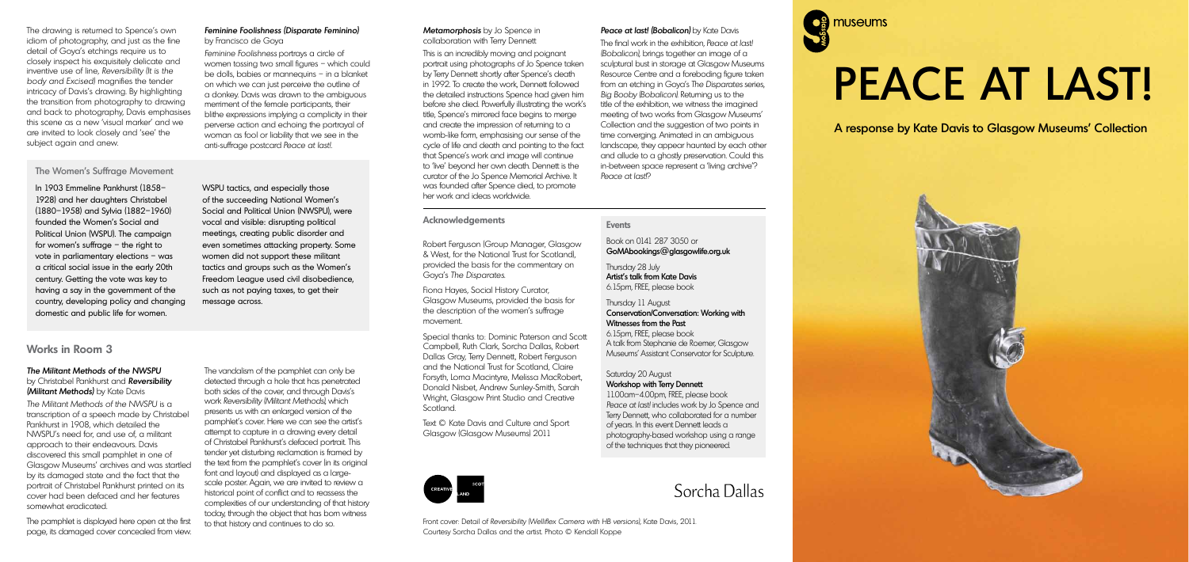The drawing is returned to Spence's own idiom of photography, and just as the fine detail of Goya's etchings require us to closely inspect his exquisitely delicate and inventive use of line, *Reversibility (It is the body and Excised)* magnifies the tender intricacy of Davis's drawing. By highlighting the transition from photography to drawing and back to photography, Davis emphasises this scene as a new 'visual marker' and we are invited to look closely and 'see' the subject again and anew.

***Feminine Foolishness (Disparate Feminino)*** by Francisco de Goya

*Feminine Foolishness* portrays a circle of women tossing two small figures – which could be dolls, babies or mannequins – in a blanket on which we can just perceive the outline of a donkey. Davis was drawn to the ambiguous merriment of the female participants, their blithe expressions implying a complicity in their perverse action and echoing the portrayal of woman as fool or liability that we see in the anti-suffrage postcard *Peace at last!*.

### The Women's Suffrage Movement

In 1903 Emmeline Pankhurst (1858–1928) and her daughters Christabel (1880–1958) and Sylvia (1882–1960) founded the Women's Social and Political Union (WSPU). The campaign for women's suffrage – the right to vote in parliamentary elections – was a critical social issue in the early 20th century. Getting the vote was key to having a say in the government of the country, developing policy and changing domestic and public life for women.

WSPU tactics, and especially those of the succeeding National Women's Social and Political Union (NWSPU), were vocal and visible: disrupting political meetings, creating public disorder and even sometimes attacking property. Some women did not support these militant tactics and groups such as the Women's Freedom League used civil disobedience, such as not paying taxes, to get their message across.

## Works in Room 3

***The Militant Methods of the NWSPU*** by Christabel Pankhurst and ***Reversibility (Militant Methods)*** by Kate Davis

*The Militant Methods of the NWSPU* is a transcription of a speech made by Christabel Pankhurst in 1908, which detailed the NWSPU's need for, and use of, a militant approach to their endeavours. Davis discovered this small pamphlet in one of Glasgow Museums' archives and was startled by its damaged state and the fact that the portrait of Christabel Pankhurst printed on its cover had been defaced and her features somewhat eradicated.

The pamphlet is displayed here open at the first page, its damaged cover concealed from view.

The vandalism of the pamphlet can only be detected through a hole that has penetrated both sides of the cover, and through Davis's work *Reversibility (Militant Methods)*, which presents us with an enlarged version of the pamphlet's cover. Here we can see the artist's attempt to capture in a drawing every detail of Christabel Pankhurst's defaced portrait. This tender yet disturbing reclamation is framed by the text from the pamphlet's cover (in its original font and layout) and displayed as a large-scale poster. Again, we are invited to review a historical point of conflict and to reassess the complexities of our understanding of that history today, through the object that has born witness to that history and continues to do so.

***Metamorphosis*** by Jo Spence in collaboration with Terry Dennett

This is an incredibly moving and poignant portrait using photographs of Jo Spence taken by Terry Dennett shortly after Spence's death in 1992. To create the work, Dennett followed the detailed instructions Spence had given him before she died. Powerfully illustrating the work's title, Spence's mirrored face begins to merge and create the impression of returning to a womb-like form, emphasising our sense of the cycle of life and death and pointing to the fact that Spence's work and image will continue to 'live' beyond her own death. Dennett is the curator of the Jo Spence Memorial Archive. It was founded after Spence died, to promote her work and ideas worldwide.

***Peace at last! (Bobalicon)*** by Kate Davis

The final work in the exhibition, *Peace at last! (Bobalicon)*, brings together an image of a sculptural bust in storage at Glasgow Museums Resource Centre and a foreboding figure taken from an etching in Goya's *The Disparates* series, *Big Booby (Bobalicon)*. Returning us to the title of the exhibition, we witness the imagined meeting of two works from Glasgow Museums' Collection and the suggestion of two points in time converging. Animated in an ambiguous landscape, they appear haunted by each other and allude to a ghostly preservation. Could this in-between space represent a 'living archive'? *Peace at last!*?

### Acknowledgements

Robert Ferguson (Group Manager, Glasgow & West, for the National Trust for Scotland), provided the basis for the commentary on Goya's *The Disparates*.

Fiona Hayes, Social History Curator, Glasgow Museums, provided the basis for the description of the women's suffrage movement.

Special thanks to: Dominic Paterson and Scott Campbell, Ruth Clark, Sorcha Dallas, Robert Dallas Gray, Terry Dennett, Robert Ferguson and the National Trust for Scotland, Claire Forsyth, Lorna Macintyre, Melissa MacRobert, Donald Nisbet, Andrew Sunley-Smith, Sarah Wright, Glasgow Print Studio and Creative Scotland.

Text © Kate Davis and Culture and Sport Glasgow (Glasgow Museums) 2011

### Events

Book on 0141 287 3050 or **GoMAbookings@glasgowlife.org.uk**

Thursday 28 July
**Artist's talk from Kate Davis**
6.15pm, FREE, please book

Thursday 11 August
**Conservation/Conversation: Working with Witnesses from the Past**
6.15pm, FREE, please book
A talk from Stephanie de Roemer, Glasgow Museums' Assistant Conservator for Sculpture.

Saturday 20 August
**Workshop with Terry Dennett**
11.00am–4.00pm, FREE, please book
*Peace at last!* includes work by Jo Spence and Terry Dennett, who collaborated for a number of years. In this event Dennett leads a photography-based workshop using a range of the techniques that they pioneered.

Creative Scotland

Sorcha Dallas

Front cover: Detail of *Reversibility (Wellflex Camera with HB versions)*, Kate Davis, 2011. Courtesy Sorcha Dallas and the artist. Photo © Kendall Koppe

Glasgow museums

# PEACE AT LAST!

A response by Kate Davis to Glasgow Museums' Collection